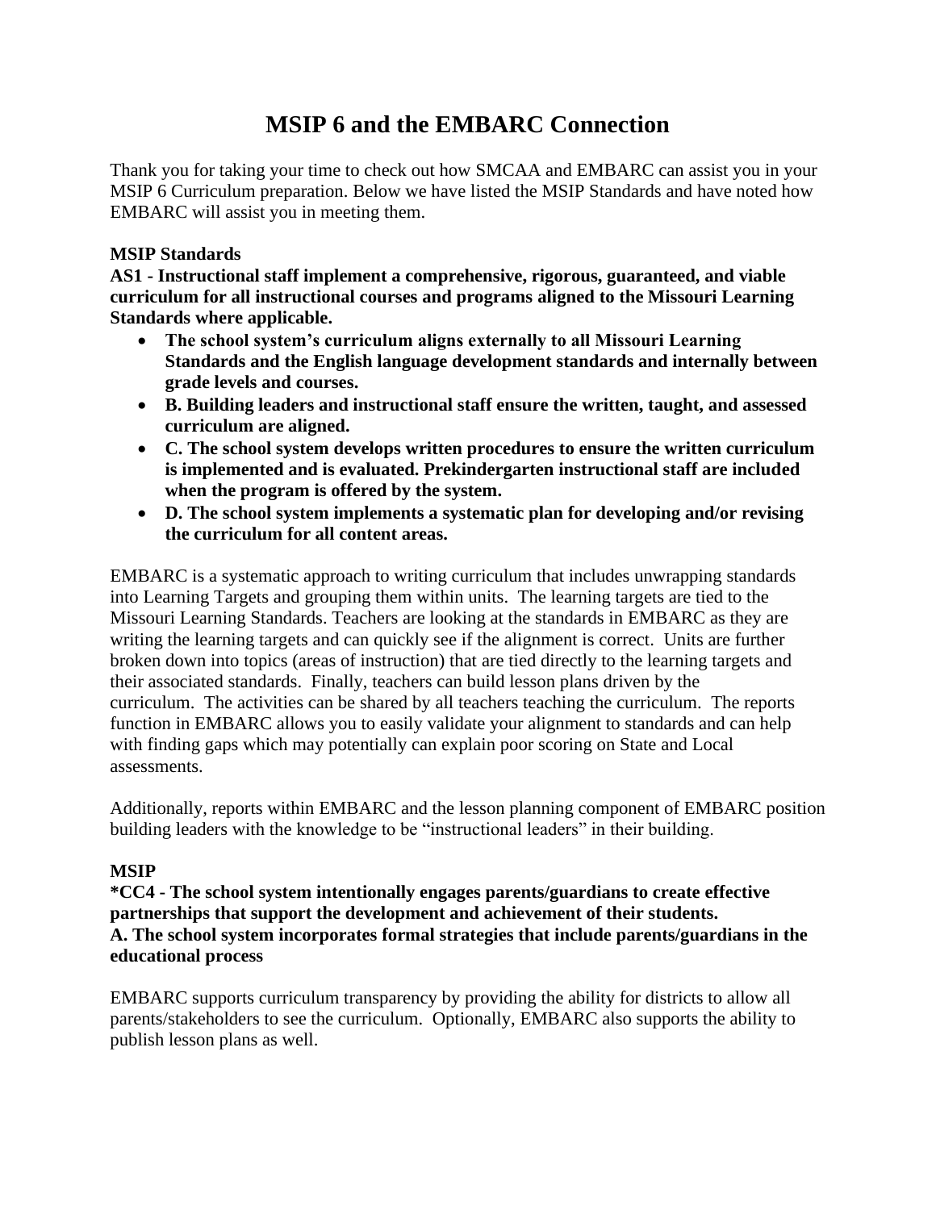# MSIP 6 and the EMBARC Connection

Thank you for taking your time to check out how SMCAA and EMBARC can assist you in your MSIP 6 Curriculum preparation. Below we have listed the MSIP Standards and have noted how EMBARC will assist you in meeting them.

**MSIP Standards**

**AS1 - Instructional staff implement a comprehensive, rigorous, guaranteed, and viable curriculum for all instructional courses and programs aligned to the Missouri Learning Standards where applicable.**

- **The school system's curriculum aligns externally to all Missouri Learning Standards and the English language development standards and internally between grade levels and courses.**
- **B. Building leaders and instructional staff ensure the written, taught, and assessed curriculum are aligned.**
- **C. The school system develops written procedures to ensure the written curriculum is implemented and is evaluated. Prekindergarten instructional staff are included when the program is offered by the system.**
- **D. The school system implements a systematic plan for developing and/or revising the curriculum for all content areas.**

EMBARC is a systematic approach to writing curriculum that includes unwrapping standards into Learning Targets and grouping them within units. The learning targets are tied to the Missouri Learning Standards. Teachers are looking at the standards in EMBARC as they are writing the learning targets and can quickly see if the alignment is correct. Units are further broken down into topics (areas of instruction) that are tied directly to the learning targets and their associated standards. Finally, teachers can build lesson plans driven by the curriculum. The activities can be shared by all teachers teaching the curriculum. The reports function in EMBARC allows you to easily validate your alignment to standards and can help with finding gaps which may potentially can explain poor scoring on State and Local assessments.

Additionally, reports within EMBARC and the lesson planning component of EMBARC position building leaders with the knowledge to be "instructional leaders" in their building.

**MSIP**

**\*CC4 - The school system intentionally engages parents/guardians to create effective partnerships that support the development and achievement of their students.**

**A. The school system incorporates formal strategies that include parents/guardians in the educational process**

EMBARC supports curriculum transparency by providing the ability for districts to allow all parents/stakeholders to see the curriculum. Optionally, EMBARC also supports the ability to publish lesson plans as well.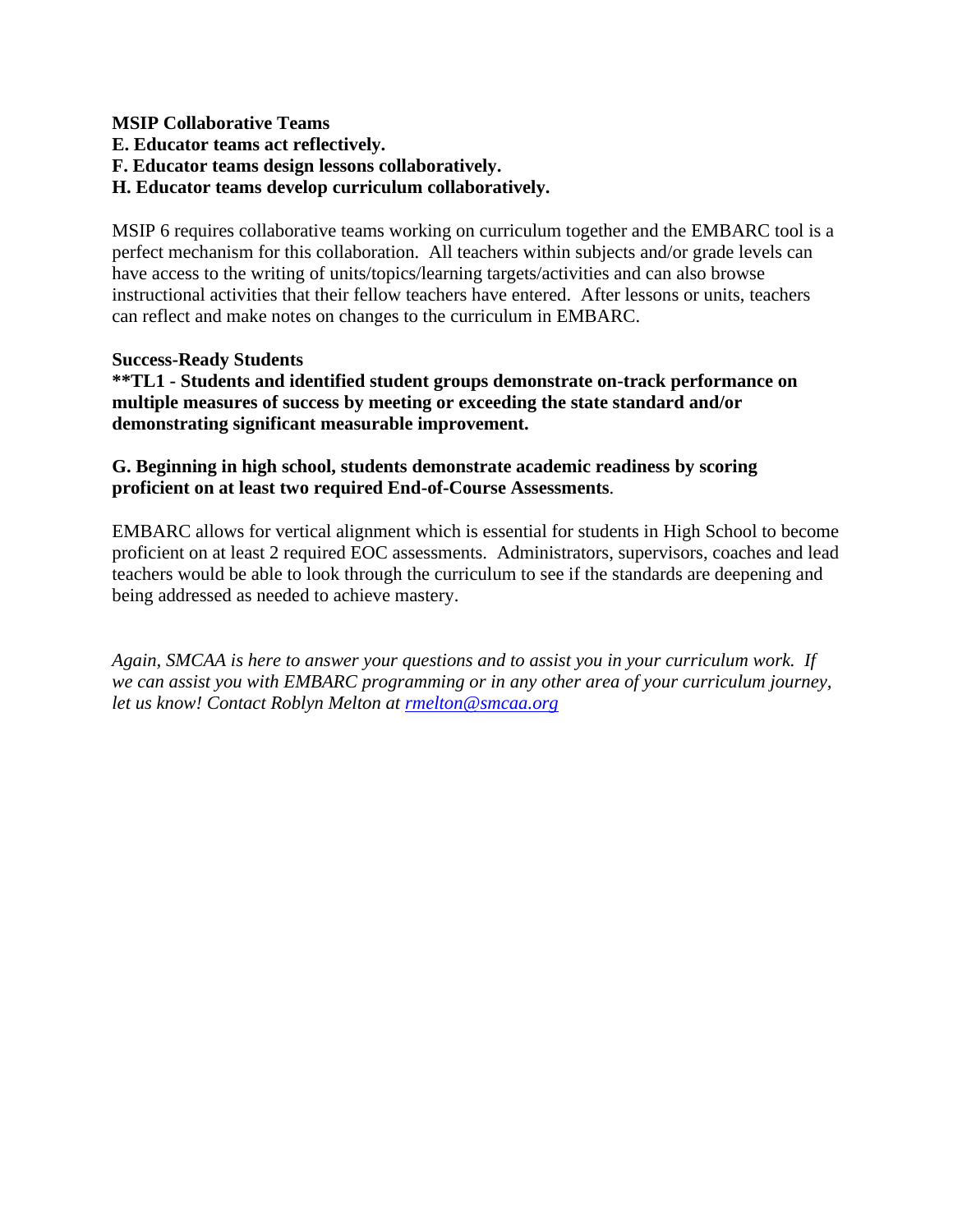**MSIP Collaborative Teams**
**E. Educator teams act reflectively.**
**F. Educator teams design lessons collaboratively.**
**H. Educator teams develop curriculum collaboratively.**

MSIP 6 requires collaborative teams working on curriculum together and the EMBARC tool is a perfect mechanism for this collaboration. All teachers within subjects and/or grade levels can have access to the writing of units/topics/learning targets/activities and can also browse instructional activities that their fellow teachers have entered. After lessons or units, teachers can reflect and make notes on changes to the curriculum in EMBARC.

**Success-Ready Students**
**\*\*TL1 - Students and identified student groups demonstrate on-track performance on multiple measures of success by meeting or exceeding the state standard and/or demonstrating significant measurable improvement.**

**G. Beginning in high school, students demonstrate academic readiness by scoring proficient on at least two required End-of-Course Assessments**.

EMBARC allows for vertical alignment which is essential for students in High School to become proficient on at least 2 required EOC assessments. Administrators, supervisors, coaches and lead teachers would be able to look through the curriculum to see if the standards are deepening and being addressed as needed to achieve mastery.

*Again, SMCAA is here to answer your questions and to assist you in your curriculum work. If we can assist you with EMBARC programming or in any other area of your curriculum journey, let us know! Contact Roblyn Melton at [rmelton@smcaa.org](mailto:rmelton@smcaa.org)*